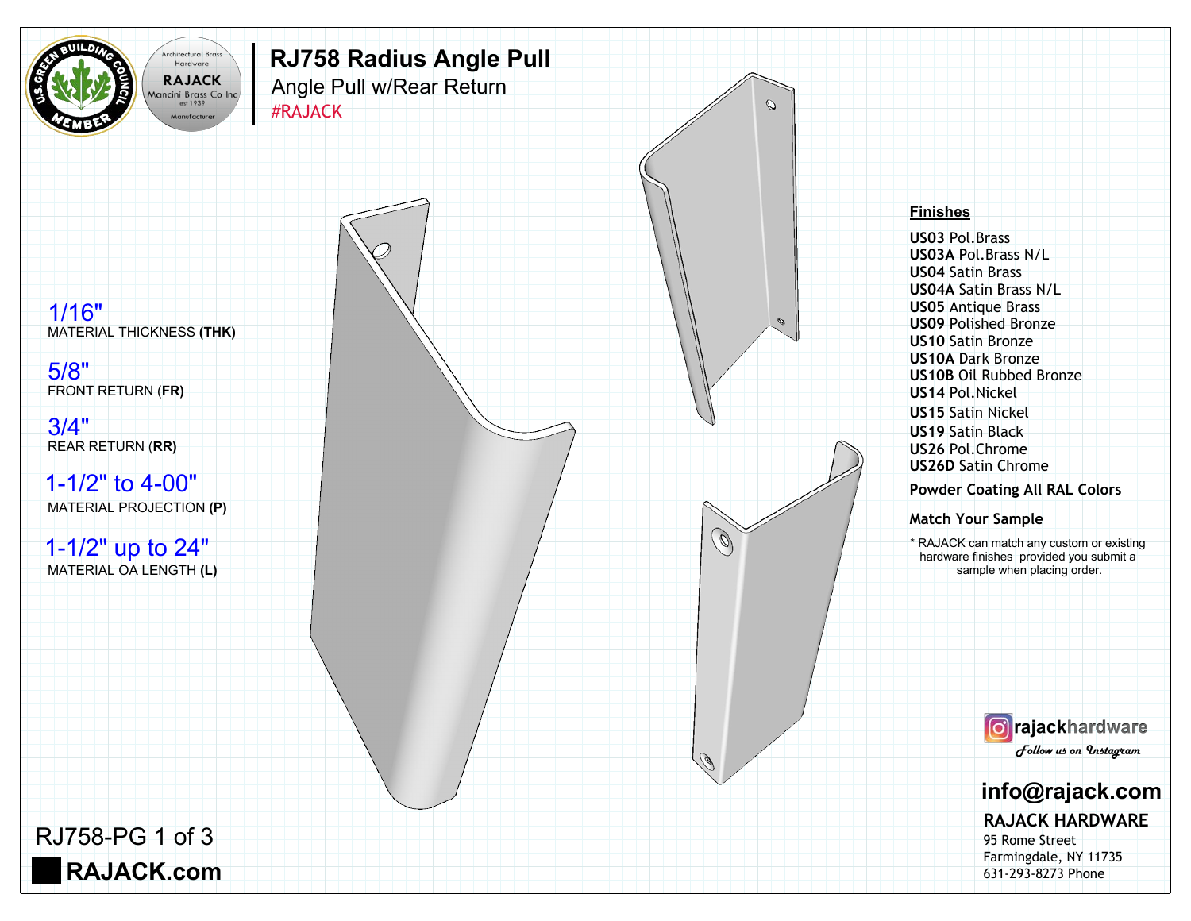# RJ758 Radius Angle Pull

## Angle Pull w/Rear Return

#RAJACK

1/16"
MATERIAL THICKNESS **(THK)**

5/8"
FRONT RETURN **(FR)**

3/4"
REAR RETURN **(RR)**

1-1/2" to 4-00"
MATERIAL PROJECTION **(P)**

1-1/2" up to 24"
MATERIAL OA LENGTH **(L)**

## Finishes

- **US03** Pol.Brass
- **US03A** Pol.Brass N/L
- **US04** Satin Brass
- **US04A** Satin Brass N/L
- **US05** Antique Brass
- **US09** Polished Bronze
- **US10** Satin Bronze
- **US10A** Dark Bronze
- **US10B** Oil Rubbed Bronze
- **US14** Pol.Nickel
- **US15** Satin Nickel
- **US19** Satin Black
- **US26** Pol.Chrome
- **US26D** Satin Chrome

**Powder Coating All RAL Colors**

**Match Your Sample**

* RAJACK can match any custom or existing hardware finishes provided you submit a sample when placing order.

rajackhardware
Follow us on Instagram

**info@rajack.com**

**RAJACK HARDWARE**
95 Rome Street
Farmingdale, NY 11735
631-293-8273 Phone

RJ758-PG 1 of 3

**RAJACK.com**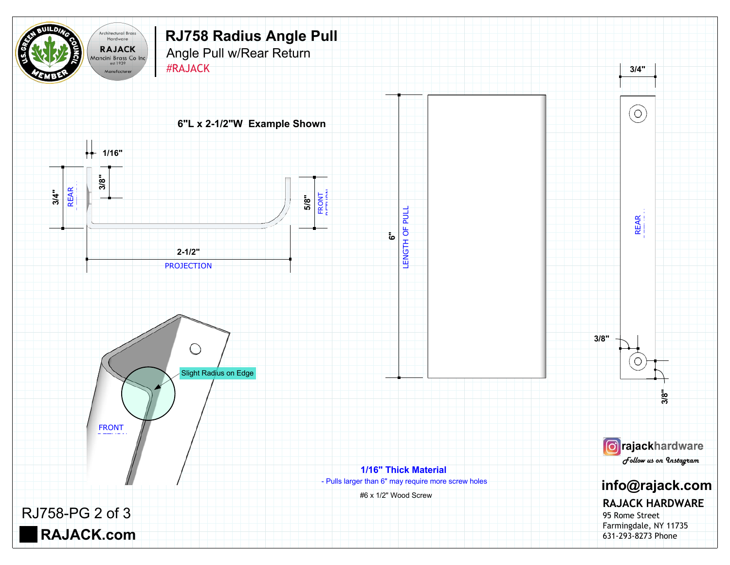# RJ758 Radius Angle Pull

## Angle Pull w/Rear Return

#RAJACK

**6"L x 2-1/2"W Example Shown**

1/16"

3/4" REAR

3/8"

5/8" FRONT RETURN

2-1/2" PROJECTION

6" LENGTH OF PULL

3/4"

REAR

3/8"

3/8"

Slight Radius on Edge

FRONT RETURN

**1/16" Thick Material**

- Pulls larger than 6" may require more screw holes

#6 x 1/2" Wood Screw

RJ758-PG 2 of 3

**RAJACK.com**

rajackhardware
Follow us on Instagram

**info@rajack.com**

**RAJACK HARDWARE**
95 Rome Street
Farmingdale, NY 11735
631-293-8273 Phone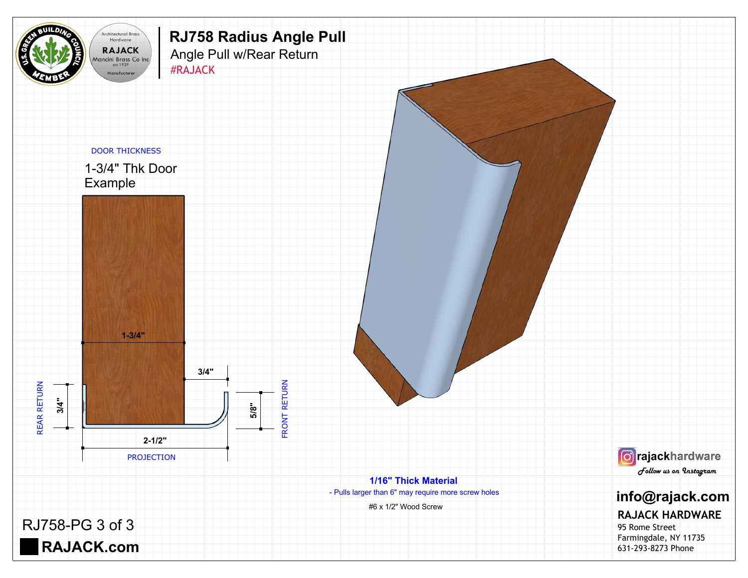# RJ758 Radius Angle Pull

## Angle Pull w/Rear Return

#RAJACK

DOOR THICKNESS

1-3/4" Thk Door Example

1-3/4"

3/4"

REAR RETURN

3/4"

5/8"

FRONT RETURN

2-1/2"

PROJECTION

**1/16" Thick Material**

- Pulls larger than 6" may require more screw holes

#6 x 1/2" Wood Screw

RJ758-PG 3 of 3

**RAJACK.com**

rajackhardware

*Follow us on Instagram*

**info@rajack.com**

**RAJACK HARDWARE**

95 Rome Street
Farmingdale, NY 11735
631-293-8273 Phone